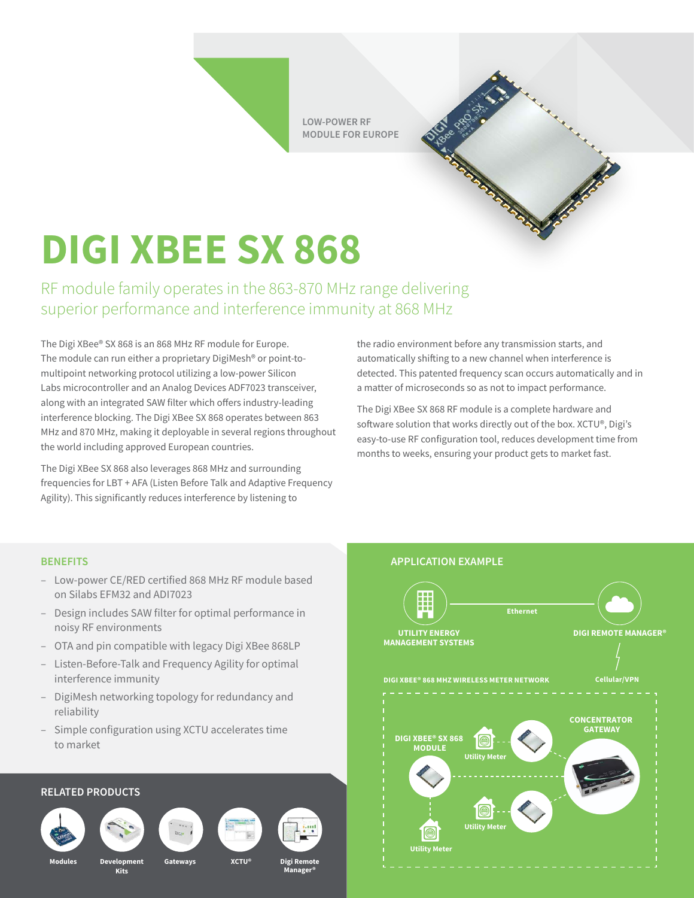LOW-POWER RF MODULE FOR EUROPE

# DIGI XBEE SX 868

## RF module family operates in the 863-870 MHz range delivering superior performance and interference immunity at 868 MHz

The Digi XBee® SX 868 is an 868 MHz RF module for Europe. The module can run either a proprietary DigiMesh® or point-to-multipoint networking protocol utilizing a low-power Silicon Labs microcontroller and an Analog Devices ADF7023 transceiver, along with an integrated SAW filter which offers industry-leading interference blocking. The Digi XBee SX 868 operates between 863 MHz and 870 MHz, making it deployable in several regions throughout the world including approved European countries.

The Digi XBee SX 868 also leverages 868 MHz and surrounding frequencies for LBT + AFA (Listen Before Talk and Adaptive Frequency Agility). This significantly reduces interference by listening to the radio environment before any transmission starts, and automatically shifting to a new channel when interference is detected. This patented frequency scan occurs automatically and in a matter of microseconds so as not to impact performance.

The Digi XBee SX 868 RF module is a complete hardware and software solution that works directly out of the box. XCTU®, Digi's easy-to-use RF configuration tool, reduces development time from months to weeks, ensuring your product gets to market fast.

### BENEFITS

- Low-power CE/RED certified 868 MHz RF module based on Silabs EFM32 and ADI7023
- Design includes SAW filter for optimal performance in noisy RF environments
- OTA and pin compatible with legacy Digi XBee 868LP
- Listen-Before-Talk and Frequency Agility for optimal interference immunity
- DigiMesh networking topology for redundancy and reliability
- Simple configuration using XCTU accelerates time to market

### RELATED PRODUCTS

Modules | Development Kits | Gateways | XCTU® | Digi Remote Manager®

### APPLICATION EXAMPLE

UTILITY ENERGY MANAGEMENT SYSTEMS — Ethernet — DIGI REMOTE MANAGER®

Cellular/VPN

DIGI XBEE® 868 MHZ WIRELESS METER NETWORK

DIGI XBEE® SX 868 MODULE

CONCENTRATOR GATEWAY

Utility Meter

Utility Meter

Utility Meter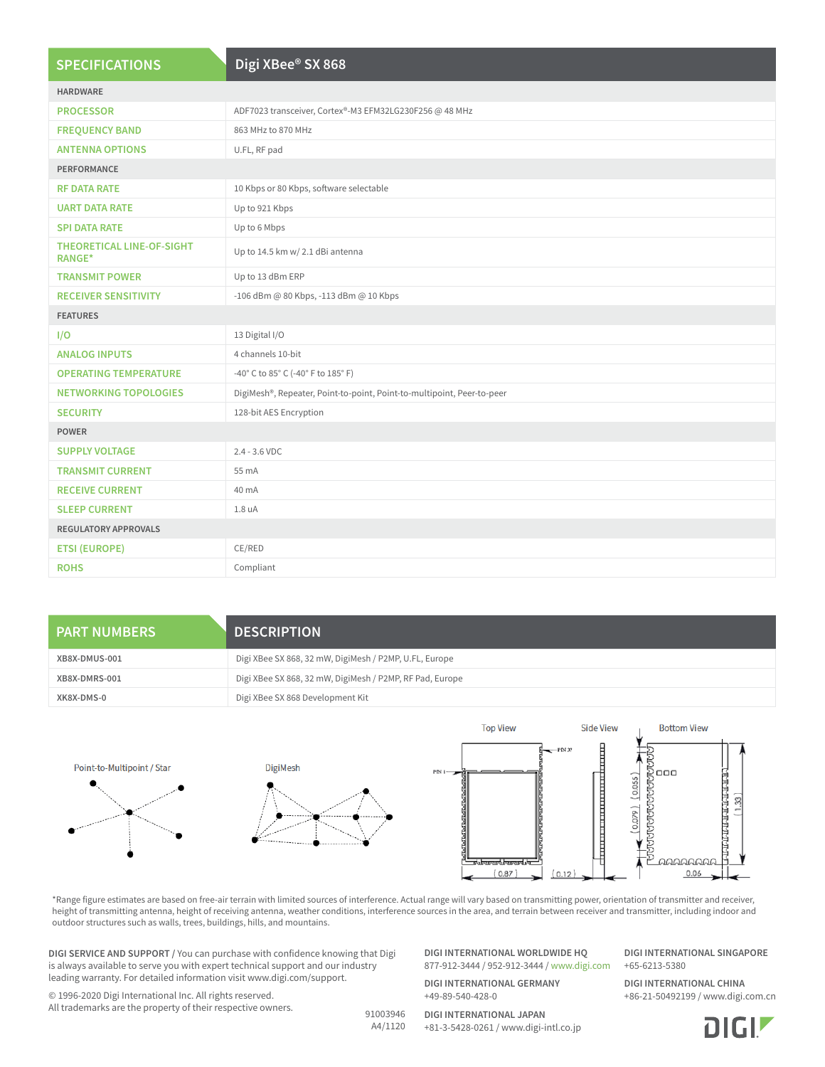| SPECIFICATIONS | Digi XBee® SX 868 |
|---|---|
| **HARDWARE** | |
| PROCESSOR | ADF7023 transceiver, Cortex®-M3 EFM32LG230F256 @ 48 MHz |
| FREQUENCY BAND | 863 MHz to 870 MHz |
| ANTENNA OPTIONS | U.FL, RF pad |
| **PERFORMANCE** | |
| RF DATA RATE | 10 Kbps or 80 Kbps, software selectable |
| UART DATA RATE | Up to 921 Kbps |
| SPI DATA RATE | Up to 6 Mbps |
| THEORETICAL LINE-OF-SIGHT RANGE* | Up to 14.5 km w/ 2.1 dBi antenna |
| TRANSMIT POWER | Up to 13 dBm ERP |
| RECEIVER SENSITIVITY | -106 dBm @ 80 Kbps, -113 dBm @ 10 Kbps |
| **FEATURES** | |
| I/O | 13 Digital I/O |
| ANALOG INPUTS | 4 channels 10-bit |
| OPERATING TEMPERATURE | -40° C to 85° C (-40° F to 185° F) |
| NETWORKING TOPOLOGIES | DigiMesh®, Repeater, Point-to-point, Point-to-multipoint, Peer-to-peer |
| SECURITY | 128-bit AES Encryption |
| **POWER** | |
| SUPPLY VOLTAGE | 2.4 - 3.6 VDC |
| TRANSMIT CURRENT | 55 mA |
| RECEIVE CURRENT | 40 mA |
| SLEEP CURRENT | 1.8 uA |
| **REGULATORY APPROVALS** | |
| ETSI (EUROPE) | CE/RED |
| ROHS | Compliant |

| PART NUMBERS | DESCRIPTION |
|---|---|
| XB8X-DMUS-001 | Digi XBee SX 868, 32 mW, DigiMesh / P2MP, U.FL, Europe |
| XB8X-DMRS-001 | Digi XBee SX 868, 32 mW, DigiMesh / P2MP, RF Pad, Europe |
| XK8X-DMS-0 | Digi XBee SX 868 Development Kit |

Point-to-Multipoint / Star

DigiMesh

Top View

Side View

Bottom View

PIN 1

PIN 37

0.87

0.12

0.06

0.079

0.055

1.33

*Range figure estimates are based on free-air terrain with limited sources of interference. Actual range will vary based on transmitting power, orientation of transmitter and receiver, height of transmitting antenna, height of receiving antenna, weather conditions, interference sources in the area, and terrain between receiver and transmitter, including indoor and outdoor structures such as walls, trees, buildings, hills, and mountains.

**DIGI SERVICE AND SUPPORT** / You can purchase with confidence knowing that Digi is always available to serve you with expert technical support and our industry leading warranty. For detailed information visit www.digi.com/support.

© 1996-2020 Digi International Inc. All rights reserved.
All trademarks are the property of their respective owners.

91003946
A4/1120

**DIGI INTERNATIONAL WORLDWIDE HQ**
877-912-3444 / 952-912-3444 / www.digi.com

**DIGI INTERNATIONAL GERMANY**
+49-89-540-428-0

**DIGI INTERNATIONAL JAPAN**
+81-3-5428-0261 / www.digi-intl.co.jp

**DIGI INTERNATIONAL SINGAPORE**
+65-6213-5380

**DIGI INTERNATIONAL CHINA**
+86-21-50492199 / www.digi.com.cn

DIGI